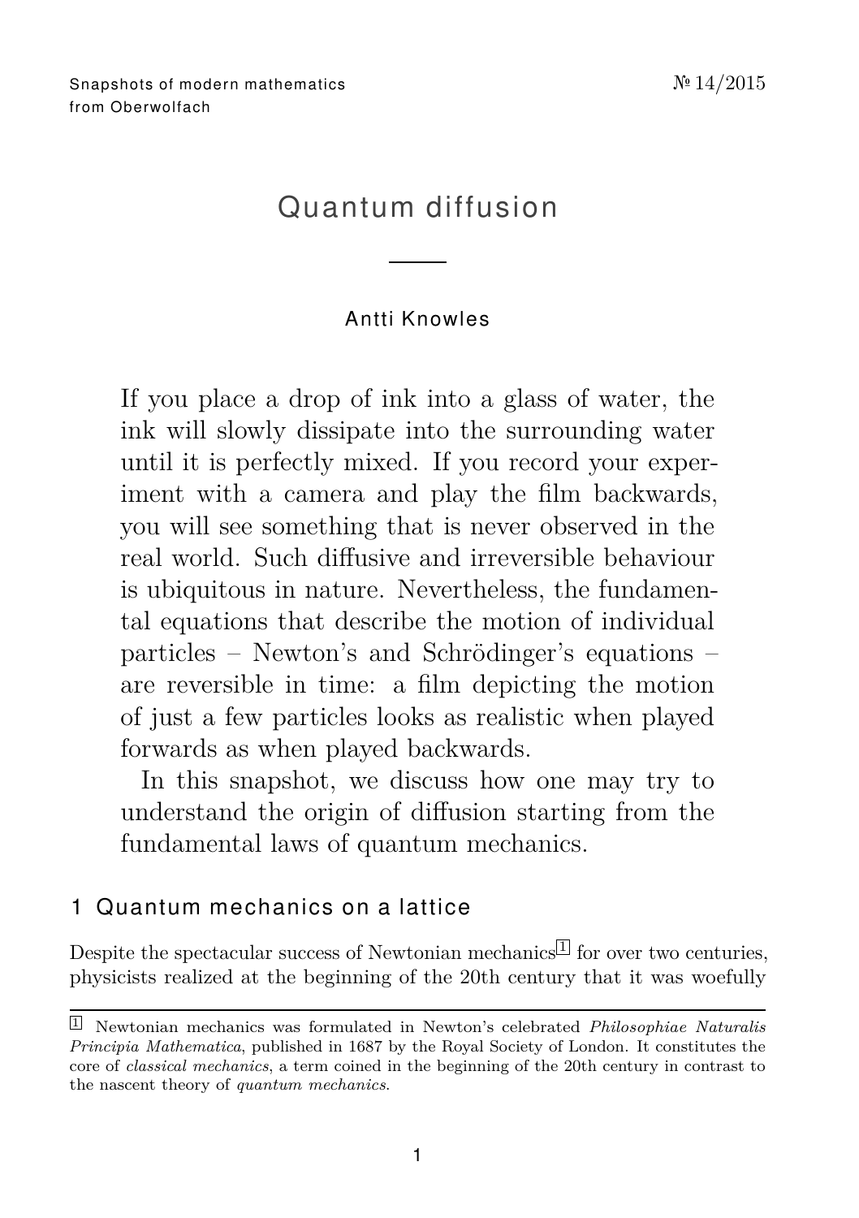Snapshots of modern mathematics from Oberwolfach

№ 14/2015

# Quantum diffusion

Antti Knowles

If you place a drop of ink into a glass of water, the ink will slowly dissipate into the surrounding water until it is perfectly mixed. If you record your experiment with a camera and play the film backwards, you will see something that is never observed in the real world. Such diffusive and irreversible behaviour is ubiquitous in nature. Nevertheless, the fundamental equations that describe the motion of individual particles – Newton's and Schrödinger's equations – are reversible in time: a film depicting the motion of just a few particles looks as realistic when played forwards as when played backwards.

In this snapshot, we discuss how one may try to understand the origin of diffusion starting from the fundamental laws of quantum mechanics.

## 1 Quantum mechanics on a lattice

Despite the spectacular success of Newtonian mechanics[1] for over two centuries, physicists realized at the beginning of the 20th century that it was woefully

[1] Newtonian mechanics was formulated in Newton's celebrated *Philosophiae Naturalis Principia Mathematica*, published in 1687 by the Royal Society of London. It constitutes the core of *classical mechanics*, a term coined in the beginning of the 20th century in contrast to the nascent theory of *quantum mechanics*.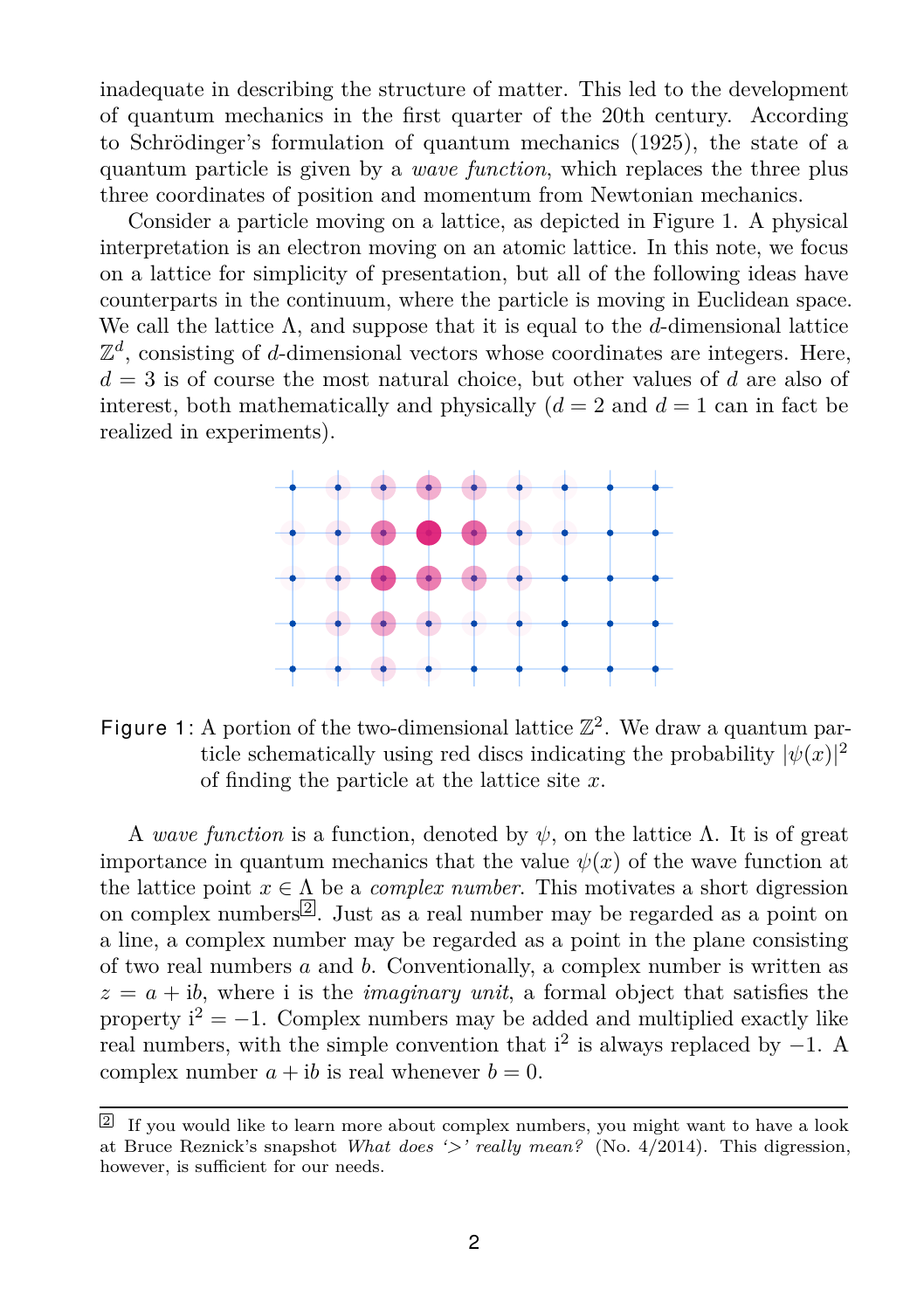inadequate in describing the structure of matter. This led to the development of quantum mechanics in the first quarter of the 20th century. According to Schrödinger's formulation of quantum mechanics (1925), the state of a quantum particle is given by a *wave function*, which replaces the three plus three coordinates of position and momentum from Newtonian mechanics.

Consider a particle moving on a lattice, as depicted in Figure 1. A physical interpretation is an electron moving on an atomic lattice. In this note, we focus on a lattice for simplicity of presentation, but all of the following ideas have counterparts in the continuum, where the particle is moving in Euclidean space. We call the lattice $\Lambda$, and suppose that it is equal to the $d$-dimensional lattice $\mathbb{Z}^d$, consisting of $d$-dimensional vectors whose coordinates are integers. Here, $d = 3$ is of course the most natural choice, but other values of $d$ are also of interest, both mathematically and physically ($d = 2$ and $d = 1$ can in fact be realized in experiments).

Figure 1: A portion of the two-dimensional lattice $\mathbb{Z}^2$. We draw a quantum particle schematically using red discs indicating the probability $|\psi(x)|^2$ of finding the particle at the lattice site $x$.

A *wave function* is a function, denoted by $\psi$, on the lattice $\Lambda$. It is of great importance in quantum mechanics that the value $\psi(x)$ of the wave function at the lattice point $x \in \Lambda$ be a *complex number*. This motivates a short digression on complex numbers[2]. Just as a real number may be regarded as a point on a line, a complex number may be regarded as a point in the plane consisting of two real numbers $a$ and $b$. Conventionally, a complex number is written as $z = a + \mathrm{i}b$, where i is the *imaginary unit*, a formal object that satisfies the property $\mathrm{i}^2 = -1$. Complex numbers may be added and multiplied exactly like real numbers, with the simple convention that $\mathrm{i}^2$ is always replaced by $-1$. A complex number $a + \mathrm{i}b$ is real whenever $b = 0$.

[2] If you would like to learn more about complex numbers, you might want to have a look at Bruce Reznick's snapshot *What does '>' really mean?* (No. 4/2014). This digression, however, is sufficient for our needs.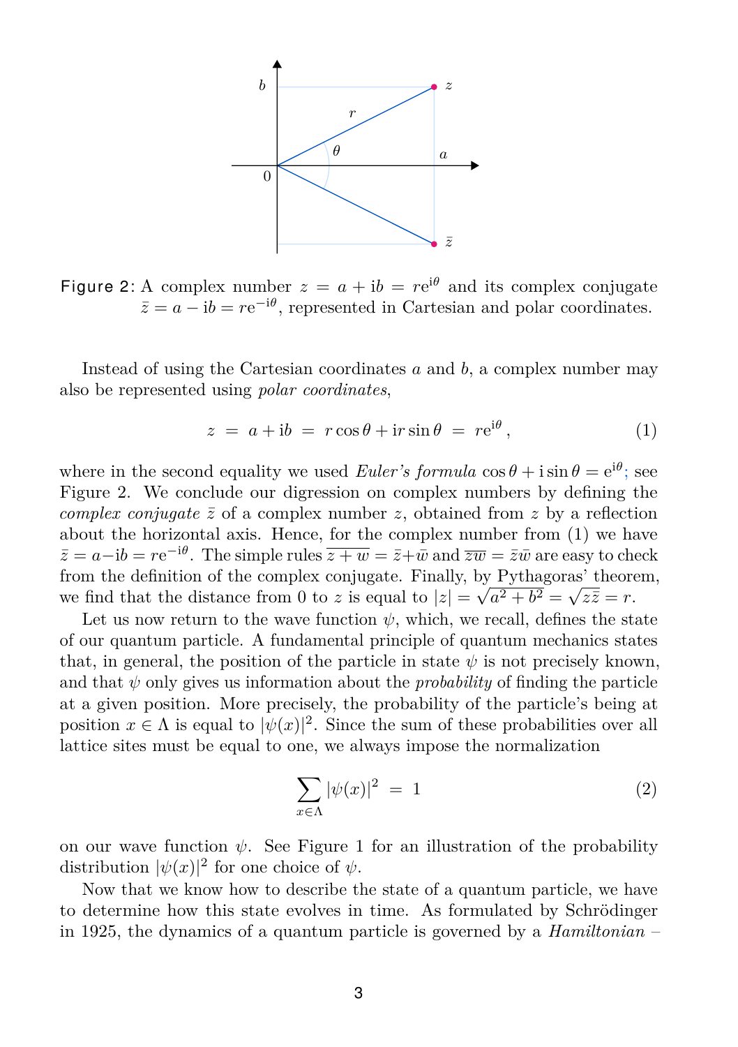Figure 2: A complex number $z = a + \mathrm{i}b = r\mathrm{e}^{\mathrm{i}\theta}$ and its complex conjugate $\bar{z} = a - \mathrm{i}b = r\mathrm{e}^{-\mathrm{i}\theta}$, represented in Cartesian and polar coordinates.

Instead of using the Cartesian coordinates $a$ and $b$, a complex number may also be represented using *polar coordinates*,

$$z \; = \; a + \mathrm{i}b \; = \; r\cos\theta + \mathrm{i}r\sin\theta \; = \; r\mathrm{e}^{\mathrm{i}\theta}\,, \tag{1}$$

where in the second equality we used *Euler's formula* $\cos\theta + \mathrm{i}\sin\theta = \mathrm{e}^{\mathrm{i}\theta}$; see Figure 2. We conclude our digression on complex numbers by defining the *complex conjugate* $\bar{z}$ of a complex number $z$, obtained from $z$ by a reflection about the horizontal axis. Hence, for the complex number from (1) we have $\bar{z} = a - \mathrm{i}b = r\mathrm{e}^{-\mathrm{i}\theta}$. The simple rules $\overline{z+w} = \bar{z} + \bar{w}$ and $\overline{zw} = \bar{z}\bar{w}$ are easy to check from the definition of the complex conjugate. Finally, by Pythagoras' theorem, we find that the distance from 0 to $z$ is equal to $|z| = \sqrt{a^2+b^2} = \sqrt{z\bar{z}} = r$.

Let us now return to the wave function $\psi$, which, we recall, defines the state of our quantum particle. A fundamental principle of quantum mechanics states that, in general, the position of the particle in state $\psi$ is not precisely known, and that $\psi$ only gives us information about the *probability* of finding the particle at a given position. More precisely, the probability of the particle's being at position $x \in \Lambda$ is equal to $|\psi(x)|^2$. Since the sum of these probabilities over all lattice sites must be equal to one, we always impose the normalization

$$\sum_{x \in \Lambda} |\psi(x)|^2 \; = \; 1 \tag{2}$$

on our wave function $\psi$. See Figure 1 for an illustration of the probability distribution $|\psi(x)|^2$ for one choice of $\psi$.

Now that we know how to describe the state of a quantum particle, we have to determine how this state evolves in time. As formulated by Schrödinger in 1925, the dynamics of a quantum particle is governed by a *Hamiltonian* –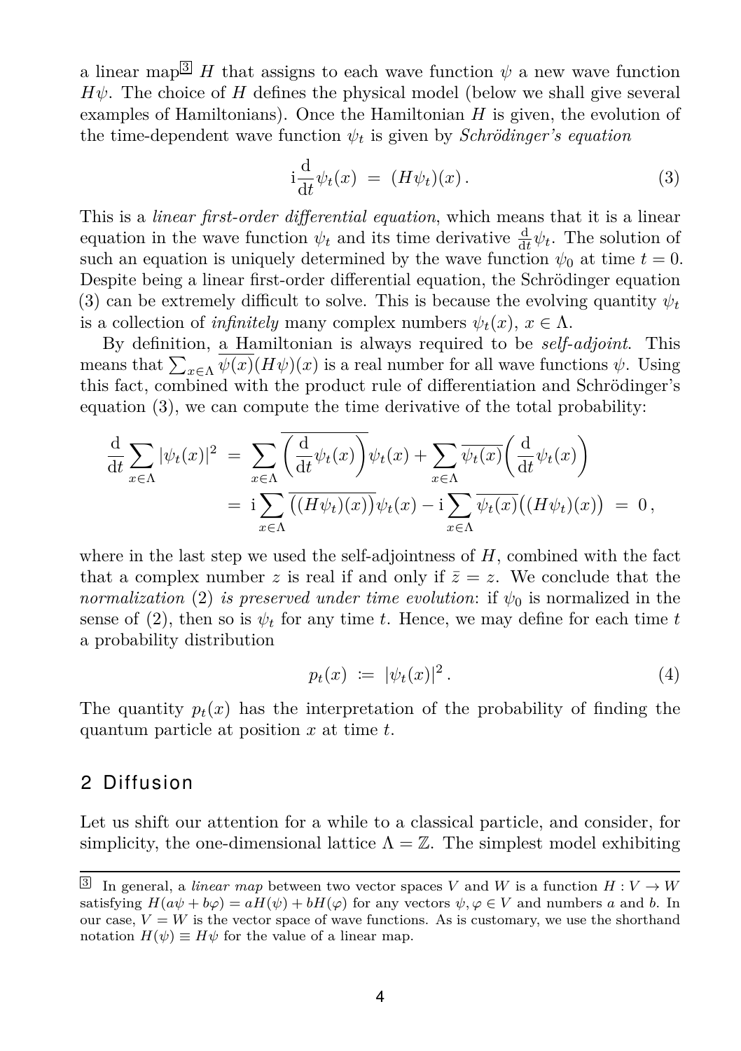a linear map[3] $H$ that assigns to each wave function $\psi$ a new wave function $H\psi$. The choice of $H$ defines the physical model (below we shall give several examples of Hamiltonians). Once the Hamiltonian $H$ is given, the evolution of the time-dependent wave function $\psi_t$ is given by *Schrödinger's equation*

$$\mathrm{i}\frac{\mathrm{d}}{\mathrm{d}t}\psi_t(x) \;=\; (H\psi_t)(x)\,. \tag{3}$$

This is a *linear first-order differential equation*, which means that it is a linear equation in the wave function $\psi_t$ and its time derivative $\frac{\mathrm{d}}{\mathrm{d}t}\psi_t$. The solution of such an equation is uniquely determined by the wave function $\psi_0$ at time $t = 0$. Despite being a linear first-order differential equation, the Schrödinger equation (3) can be extremely difficult to solve. This is because the evolving quantity $\psi_t$ is a collection of *infinitely* many complex numbers $\psi_t(x)$, $x \in \Lambda$.

By definition, a Hamiltonian is always required to be *self-adjoint*. This means that $\sum_{x\in\Lambda} \overline{\psi(x)}(H\psi)(x)$ is a real number for all wave functions $\psi$. Using this fact, combined with the product rule of differentiation and Schrödinger's equation (3), we can compute the time derivative of the total probability:

$$\begin{aligned}
\frac{\mathrm{d}}{\mathrm{d}t}\sum_{x\in\Lambda}|\psi_t(x)|^2 \;&=\; \sum_{x\in\Lambda}\overline{\left(\frac{\mathrm{d}}{\mathrm{d}t}\psi_t(x)\right)}\psi_t(x) + \sum_{x\in\Lambda}\overline{\psi_t(x)}\left(\frac{\mathrm{d}}{\mathrm{d}t}\psi_t(x)\right) \\
&=\; \mathrm{i}\sum_{x\in\Lambda}\overline{\big((H\psi_t)(x)\big)}\psi_t(x) - \mathrm{i}\sum_{x\in\Lambda}\overline{\psi_t(x)}\big((H\psi_t)(x)\big) \;=\; 0\,,
\end{aligned}$$

where in the last step we used the self-adjointness of $H$, combined with the fact that a complex number $z$ is real if and only if $\bar{z} = z$. We conclude that the *normalization* (2) *is preserved under time evolution*: if $\psi_0$ is normalized in the sense of (2), then so is $\psi_t$ for any time $t$. Hence, we may define for each time $t$ a probability distribution

$$p_t(x) \;:=\; |\psi_t(x)|^2\,. \tag{4}$$

The quantity $p_t(x)$ has the interpretation of the probability of finding the quantum particle at position $x$ at time $t$.

## 2 Diffusion

Let us shift our attention for a while to a classical particle, and consider, for simplicity, the one-dimensional lattice $\Lambda = \mathbb{Z}$. The simplest model exhibiting

---

[3] In general, a *linear map* between two vector spaces $V$ and $W$ is a function $H : V \to W$ satisfying $H(a\psi + b\varphi) = aH(\psi) + bH(\varphi)$ for any vectors $\psi, \varphi \in V$ and numbers $a$ and $b$. In our case, $V = W$ is the vector space of wave functions. As is customary, we use the shorthand notation $H(\psi) \equiv H\psi$ for the value of a linear map.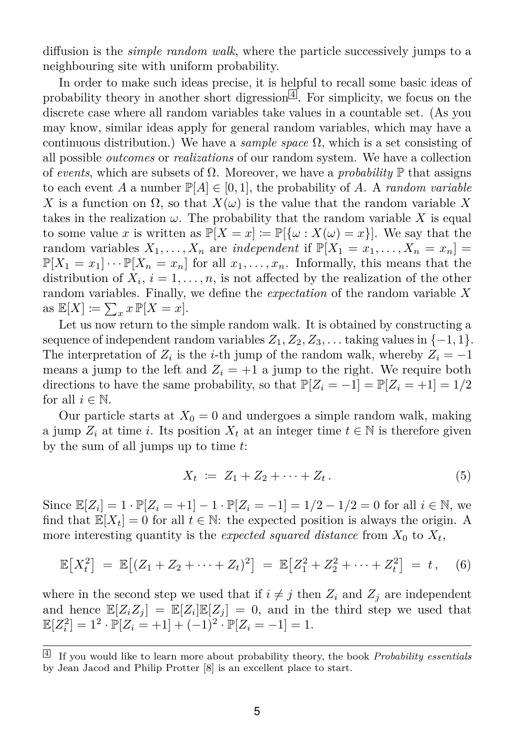diffusion is the *simple random walk*, where the particle successively jumps to a neighbouring site with uniform probability.

In order to make such ideas precise, it is helpful to recall some basic ideas of probability theory in another short digression[4]. For simplicity, we focus on the discrete case where all random variables take values in a countable set. (As you may know, similar ideas apply for general random variables, which may have a continuous distribution.) We have a *sample space* $\Omega$, which is a set consisting of all possible *outcomes* or *realizations* of our random system. We have a collection of *events*, which are subsets of $\Omega$. Moreover, we have a *probability* $\mathbb{P}$ that assigns to each event $A$ a number $\mathbb{P}[A] \in [0,1]$, the probability of $A$. A *random variable* $X$ is a function on $\Omega$, so that $X(\omega)$ is the value that the random variable $X$ takes in the realization $\omega$. The probability that the random variable $X$ is equal to some value $x$ is written as $\mathbb{P}[X = x] := \mathbb{P}[\{\omega : X(\omega) = x\}]$. We say that the random variables $X_1, \dots, X_n$ are *independent* if $\mathbb{P}[X_1 = x_1, \dots, X_n = x_n] = \mathbb{P}[X_1 = x_1] \cdots \mathbb{P}[X_n = x_n]$ for all $x_1, \dots, x_n$. Informally, this means that the distribution of $X_i$, $i = 1, \dots, n$, is not affected by the realization of the other random variables. Finally, we define the *expectation* of the random variable $X$ as $\mathbb{E}[X] := \sum_x x \, \mathbb{P}[X = x]$.

Let us now return to the simple random walk. It is obtained by constructing a sequence of independent random variables $Z_1, Z_2, Z_3, \dots$ taking values in $\{-1, 1\}$. The interpretation of $Z_i$ is the $i$-th jump of the random walk, whereby $Z_i = -1$ means a jump to the left and $Z_i = +1$ a jump to the right. We require both directions to have the same probability, so that $\mathbb{P}[Z_i = -1] = \mathbb{P}[Z_i = +1] = 1/2$ for all $i \in \mathbb{N}$.

Our particle starts at $X_0 = 0$ and undergoes a simple random walk, making a jump $Z_i$ at time $i$. Its position $X_t$ at an integer time $t \in \mathbb{N}$ is therefore given by the sum of all jumps up to time $t$:

$$X_t := Z_1 + Z_2 + \cdots + Z_t \,. \tag{5}$$

Since $\mathbb{E}[Z_i] = 1 \cdot \mathbb{P}[Z_i = +1] - 1 \cdot \mathbb{P}[Z_i = -1] = 1/2 - 1/2 = 0$ for all $i \in \mathbb{N}$, we find that $\mathbb{E}[X_t] = 0$ for all $t \in \mathbb{N}$: the expected position is always the origin. A more interesting quantity is the *expected squared distance* from $X_0$ to $X_t$,

$$\mathbb{E}\big[X_t^2\big] = \mathbb{E}\big[(Z_1 + Z_2 + \cdots + Z_t)^2\big] = \mathbb{E}\big[Z_1^2 + Z_2^2 + \cdots + Z_t^2\big] = t \,, \tag{6}$$

where in the second step we used that if $i \neq j$ then $Z_i$ and $Z_j$ are independent and hence $\mathbb{E}[Z_i Z_j] = \mathbb{E}[Z_i]\mathbb{E}[Z_j] = 0$, and in the third step we used that $\mathbb{E}[Z_i^2] = 1^2 \cdot \mathbb{P}[Z_i = +1] + (-1)^2 \cdot \mathbb{P}[Z_i = -1] = 1$.

---

[4] If you would like to learn more about probability theory, the book *Probability essentials* by Jean Jacod and Philip Protter [8] is an excellent place to start.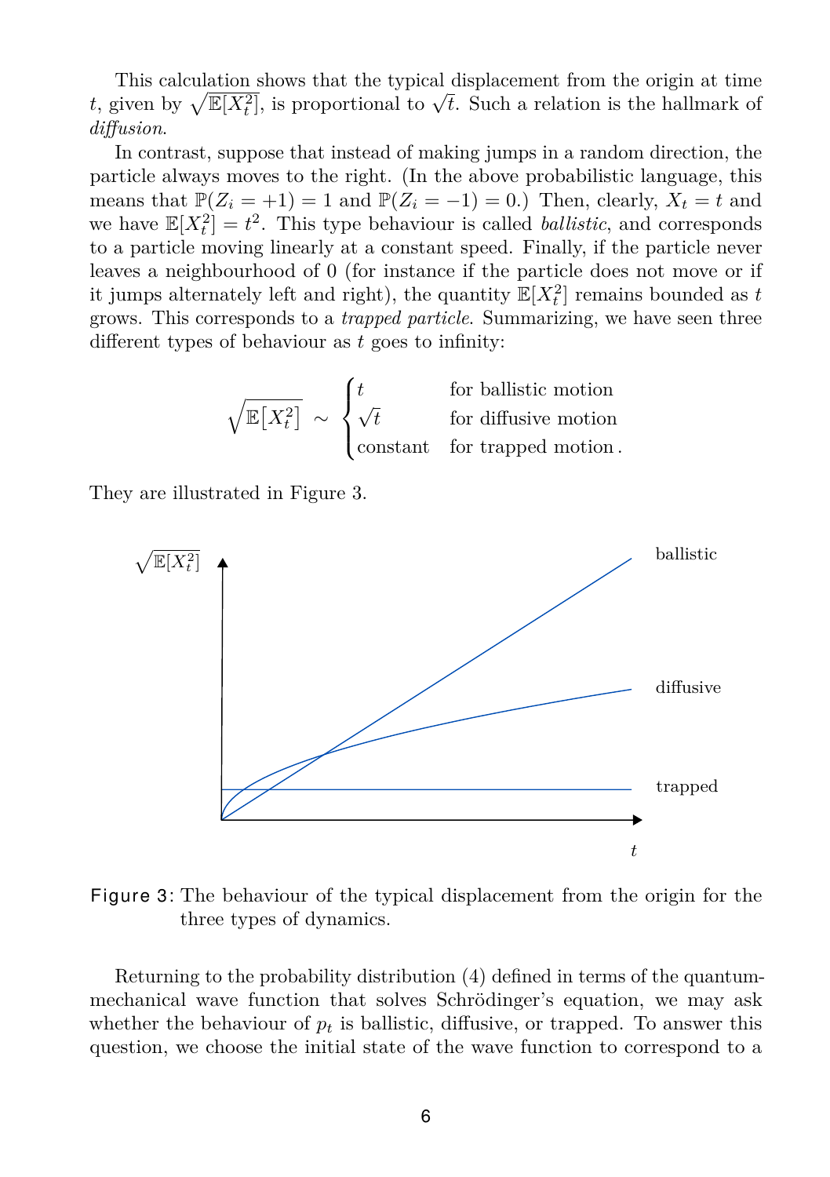This calculation shows that the typical displacement from the origin at time $t$, given by $\sqrt{\mathbb{E}[X_t^2]}$, is proportional to $\sqrt{t}$. Such a relation is the hallmark of *diffusion*.

In contrast, suppose that instead of making jumps in a random direction, the particle always moves to the right. (In the above probabilistic language, this means that $\mathbb{P}(Z_i = +1) = 1$ and $\mathbb{P}(Z_i = -1) = 0$.) Then, clearly, $X_t = t$ and we have $\mathbb{E}[X_t^2] = t^2$. This type behaviour is called *ballistic*, and corresponds to a particle moving linearly at a constant speed. Finally, if the particle never leaves a neighbourhood of 0 (for instance if the particle does not move or if it jumps alternately left and right), the quantity $\mathbb{E}[X_t^2]$ remains bounded as $t$ grows. This corresponds to a *trapped particle*. Summarizing, we have seen three different types of behaviour as $t$ goes to infinity:

$$\sqrt{\mathbb{E}[X_t^2]} \sim \begin{cases} t & \text{for ballistic motion} \\ \sqrt{t} & \text{for diffusive motion} \\ \text{constant} & \text{for trapped motion}\,. \end{cases}$$

They are illustrated in Figure 3.

Figure 3: The behaviour of the typical displacement from the origin for the three types of dynamics.

Returning to the probability distribution (4) defined in terms of the quantum-mechanical wave function that solves Schrödinger's equation, we may ask whether the behaviour of $p_t$ is ballistic, diffusive, or trapped. To answer this question, we choose the initial state of the wave function to correspond to a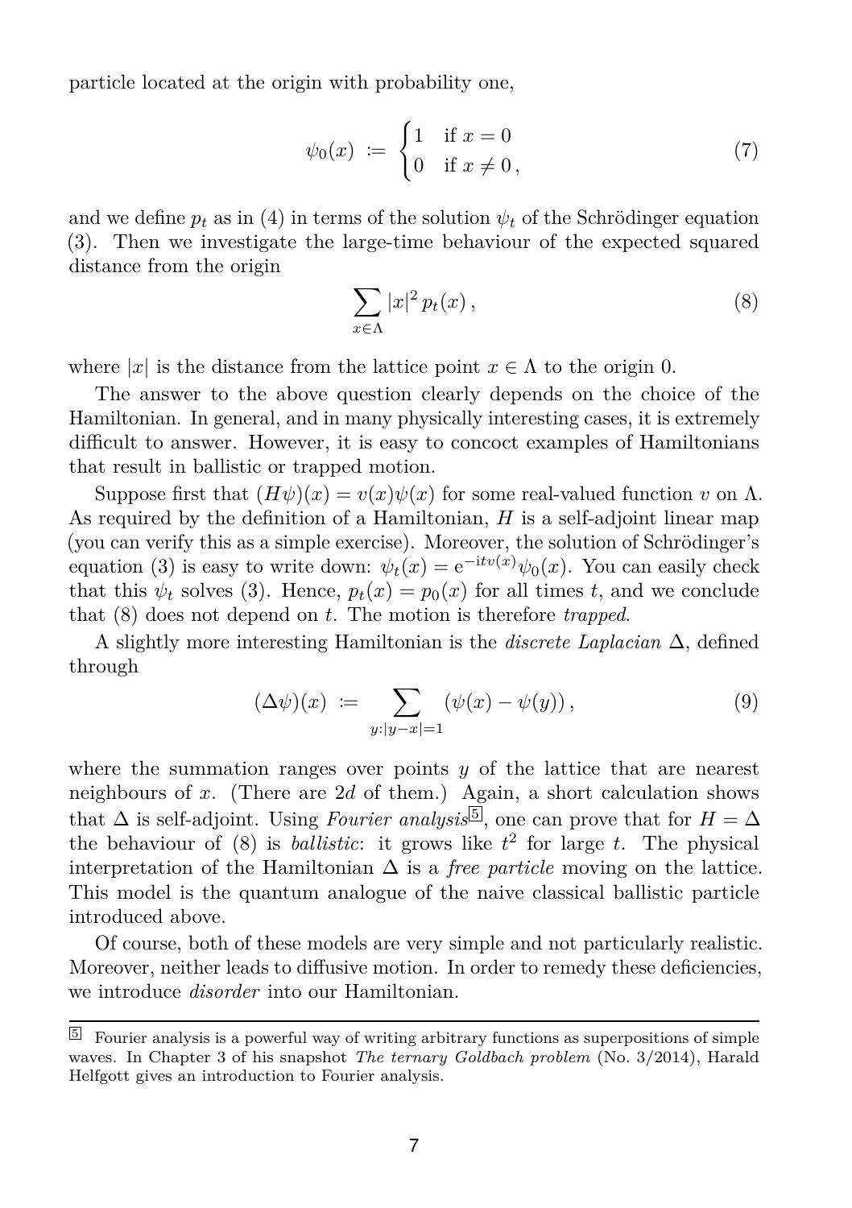particle located at the origin with probability one,

$$\psi_0(x) := \begin{cases} 1 & \text{if } x = 0 \\ 0 & \text{if } x \neq 0\,, \end{cases} \tag{7}$$

and we define $p_t$ as in (4) in terms of the solution $\psi_t$ of the Schrödinger equation (3). Then we investigate the large-time behaviour of the expected squared distance from the origin

$$\sum_{x \in \Lambda} |x|^2\, p_t(x)\,, \tag{8}$$

where $|x|$ is the distance from the lattice point $x \in \Lambda$ to the origin 0.

The answer to the above question clearly depends on the choice of the Hamiltonian. In general, and in many physically interesting cases, it is extremely difficult to answer. However, it is easy to concoct examples of Hamiltonians that result in ballistic or trapped motion.

Suppose first that $(H\psi)(x) = v(x)\psi(x)$ for some real-valued function $v$ on $\Lambda$. As required by the definition of a Hamiltonian, $H$ is a self-adjoint linear map (you can verify this as a simple exercise). Moreover, the solution of Schrödinger's equation (3) is easy to write down: $\psi_t(x) = \mathrm{e}^{-\mathrm{i}tv(x)}\psi_0(x)$. You can easily check that this $\psi_t$ solves (3). Hence, $p_t(x) = p_0(x)$ for all times $t$, and we conclude that (8) does not depend on $t$. The motion is therefore *trapped*.

A slightly more interesting Hamiltonian is the *discrete Laplacian* $\Delta$, defined through

$$(\Delta\psi)(x) := \sum_{y : |y-x|=1} (\psi(x) - \psi(y))\,, \tag{9}$$

where the summation ranges over points $y$ of the lattice that are nearest neighbours of $x$. (There are $2d$ of them.) Again, a short calculation shows that $\Delta$ is self-adjoint. Using *Fourier analysis*[5], one can prove that for $H = \Delta$ the behaviour of (8) is *ballistic*: it grows like $t^2$ for large $t$. The physical interpretation of the Hamiltonian $\Delta$ is a *free particle* moving on the lattice. This model is the quantum analogue of the naive classical ballistic particle introduced above.

Of course, both of these models are very simple and not particularly realistic. Moreover, neither leads to diffusive motion. In order to remedy these deficiencies, we introduce *disorder* into our Hamiltonian.

---

[5] Fourier analysis is a powerful way of writing arbitrary functions as superpositions of simple waves. In Chapter 3 of his snapshot *The ternary Goldbach problem* (No. 3/2014), Harald Helfgott gives an introduction to Fourier analysis.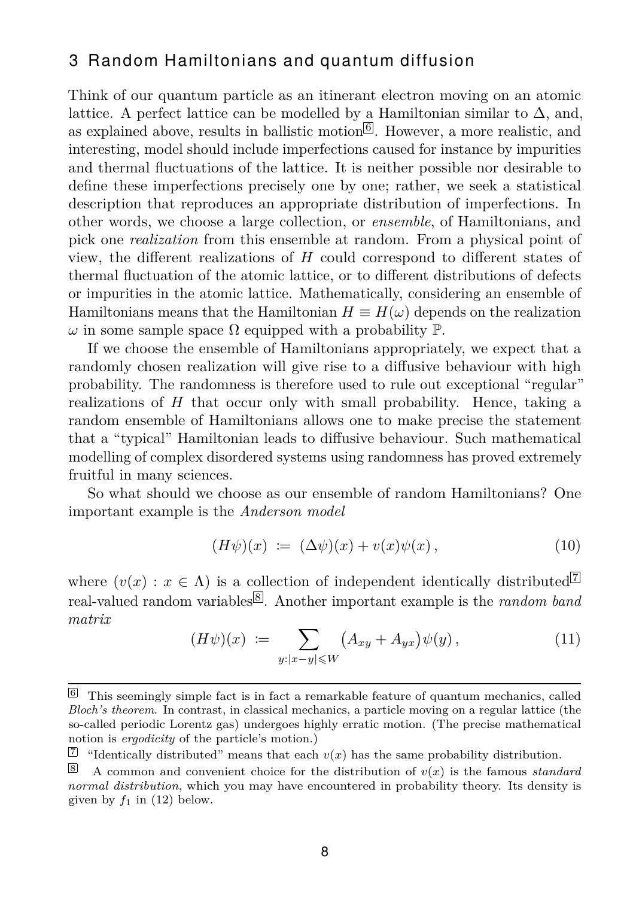## 3 Random Hamiltonians and quantum diffusion

Think of our quantum particle as an itinerant electron moving on an atomic lattice. A perfect lattice can be modelled by a Hamiltonian similar to $\Delta$, and, as explained above, results in ballistic motion[6]. However, a more realistic, and interesting, model should include imperfections caused for instance by impurities and thermal fluctuations of the lattice. It is neither possible nor desirable to define these imperfections precisely one by one; rather, we seek a statistical description that reproduces an appropriate distribution of imperfections. In other words, we choose a large collection, or *ensemble*, of Hamiltonians, and pick one *realization* from this ensemble at random. From a physical point of view, the different realizations of $H$ could correspond to different states of thermal fluctuation of the atomic lattice, or to different distributions of defects or impurities in the atomic lattice. Mathematically, considering an ensemble of Hamiltonians means that the Hamiltonian $H \equiv H(\omega)$ depends on the realization $\omega$ in some sample space $\Omega$ equipped with a probability $\mathbb{P}$.

If we choose the ensemble of Hamiltonians appropriately, we expect that a randomly chosen realization will give rise to a diffusive behaviour with high probability. The randomness is therefore used to rule out exceptional "regular" realizations of $H$ that occur only with small probability. Hence, taking a random ensemble of Hamiltonians allows one to make precise the statement that a "typical" Hamiltonian leads to diffusive behaviour. Such mathematical modelling of complex disordered systems using randomness has proved extremely fruitful in many sciences.

So what should we choose as our ensemble of random Hamiltonians? One important example is the *Anderson model*

$$(H\psi)(x) \;:=\; (\Delta\psi)(x) + v(x)\psi(x)\,, \tag{10}$$

where $(v(x) : x \in \Lambda)$ is a collection of independent identically distributed[7] real-valued random variables[8]. Another important example is the *random band matrix*

$$(H\psi)(x) \;:=\; \sum_{y : |x-y| \leqslant W} \big(A_{xy} + A_{yx}\big)\psi(y)\,, \tag{11}$$

---

[6] This seemingly simple fact is in fact a remarkable feature of quantum mechanics, called *Bloch's theorem*. In contrast, in classical mechanics, a particle moving on a regular lattice (the so-called periodic Lorentz gas) undergoes highly erratic motion. (The precise mathematical notion is *ergodicity* of the particle's motion.)

[7] "Identically distributed" means that each $v(x)$ has the same probability distribution.

[8] A common and convenient choice for the distribution of $v(x)$ is the famous *standard normal distribution*, which you may have encountered in probability theory. Its density is given by $f_1$ in (12) below.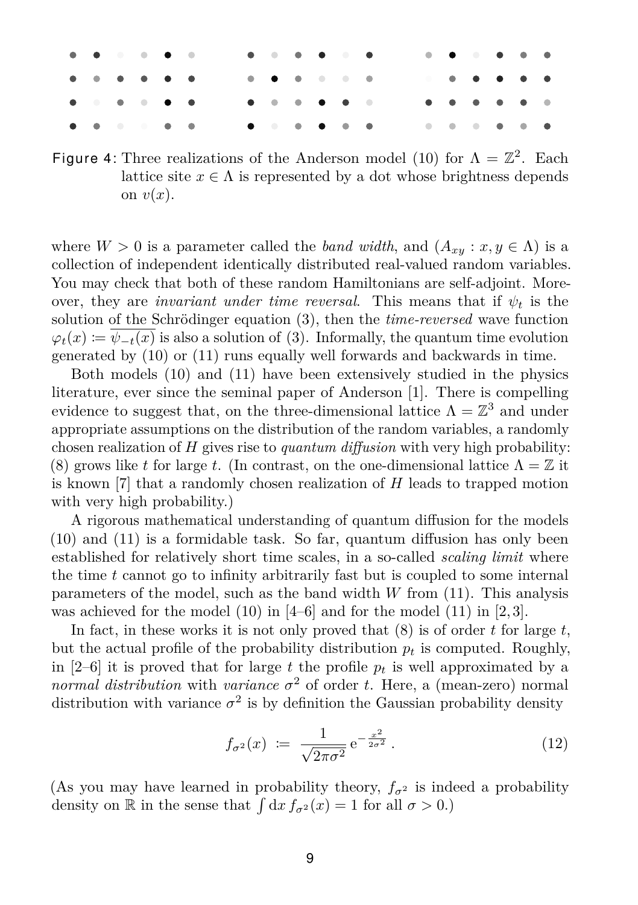Figure 4: Three realizations of the Anderson model (10) for $\Lambda = \mathbb{Z}^2$. Each lattice site $x \in \Lambda$ is represented by a dot whose brightness depends on $v(x)$.

where $W > 0$ is a parameter called the *band width*, and $(A_{xy} : x, y \in \Lambda)$ is a collection of independent identically distributed real-valued random variables. You may check that both of these random Hamiltonians are self-adjoint. Moreover, they are *invariant under time reversal*. This means that if $\psi_t$ is the solution of the Schrödinger equation (3), then the *time-reversed* wave function $\varphi_t(x) := \overline{\psi_{-t}(x)}$ is also a solution of (3). Informally, the quantum time evolution generated by (10) or (11) runs equally well forwards and backwards in time.

Both models (10) and (11) have been extensively studied in the physics literature, ever since the seminal paper of Anderson [1]. There is compelling evidence to suggest that, on the three-dimensional lattice $\Lambda = \mathbb{Z}^3$ and under appropriate assumptions on the distribution of the random variables, a randomly chosen realization of $H$ gives rise to *quantum diffusion* with very high probability: (8) grows like $t$ for large $t$. (In contrast, on the one-dimensional lattice $\Lambda = \mathbb{Z}$ it is known [7] that a randomly chosen realization of $H$ leads to trapped motion with very high probability.)

A rigorous mathematical understanding of quantum diffusion for the models (10) and (11) is a formidable task. So far, quantum diffusion has only been established for relatively short time scales, in a so-called *scaling limit* where the time $t$ cannot go to infinity arbitrarily fast but is coupled to some internal parameters of the model, such as the band width $W$ from (11). This analysis was achieved for the model (10) in [4–6] and for the model (11) in [2, 3].

In fact, in these works it is not only proved that (8) is of order $t$ for large $t$, but the actual profile of the probability distribution $p_t$ is computed. Roughly, in [2–6] it is proved that for large $t$ the profile $p_t$ is well approximated by a *normal distribution* with *variance* $\sigma^2$ of order $t$. Here, a (mean-zero) normal distribution with variance $\sigma^2$ is by definition the Gaussian probability density

$$f_{\sigma^2}(x) := \frac{1}{\sqrt{2\pi\sigma^2}} \, \mathrm{e}^{-\frac{x^2}{2\sigma^2}} . \tag{12}$$

(As you may have learned in probability theory, $f_{\sigma^2}$ is indeed a probability density on $\mathbb{R}$ in the sense that $\int \mathrm{d}x \, f_{\sigma^2}(x) = 1$ for all $\sigma > 0$.)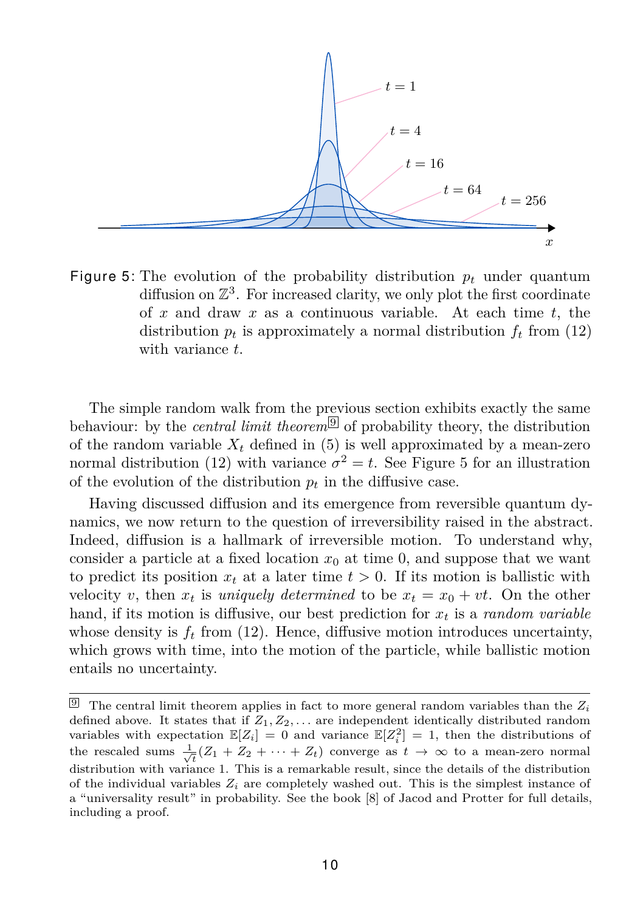Figure 5: The evolution of the probability distribution $p_t$ under quantum diffusion on $\mathbb{Z}^3$. For increased clarity, we only plot the first coordinate of $x$ and draw $x$ as a continuous variable. At each time $t$, the distribution $p_t$ is approximately a normal distribution $f_t$ from (12) with variance $t$.

The simple random walk from the previous section exhibits exactly the same behaviour: by the *central limit theorem*[9] of probability theory, the distribution of the random variable $X_t$ defined in (5) is well approximated by a mean-zero normal distribution (12) with variance $\sigma^2 = t$. See Figure 5 for an illustration of the evolution of the distribution $p_t$ in the diffusive case.

Having discussed diffusion and its emergence from reversible quantum dynamics, we now return to the question of irreversibility raised in the abstract. Indeed, diffusion is a hallmark of irreversible motion. To understand why, consider a particle at a fixed location $x_0$ at time 0, and suppose that we want to predict its position $x_t$ at a later time $t > 0$. If its motion is ballistic with velocity $v$, then $x_t$ is *uniquely determined* to be $x_t = x_0 + vt$. On the other hand, if its motion is diffusive, our best prediction for $x_t$ is a *random variable* whose density is $f_t$ from (12). Hence, diffusive motion introduces uncertainty, which grows with time, into the motion of the particle, while ballistic motion entails no uncertainty.

[9] The central limit theorem applies in fact to more general random variables than the $Z_i$ defined above. It states that if $Z_1, Z_2, \dots$ are independent identically distributed random variables with expectation $\mathbb{E}[Z_i] = 0$ and variance $\mathbb{E}[Z_i^2] = 1$, then the distributions of the rescaled sums $\frac{1}{\sqrt{t}}(Z_1 + Z_2 + \cdots + Z_t)$ converge as $t \to \infty$ to a mean-zero normal distribution with variance 1. This is a remarkable result, since the details of the distribution of the individual variables $Z_i$ are completely washed out. This is the simplest instance of a "universality result" in probability. See the book [8] of Jacod and Protter for full details, including a proof.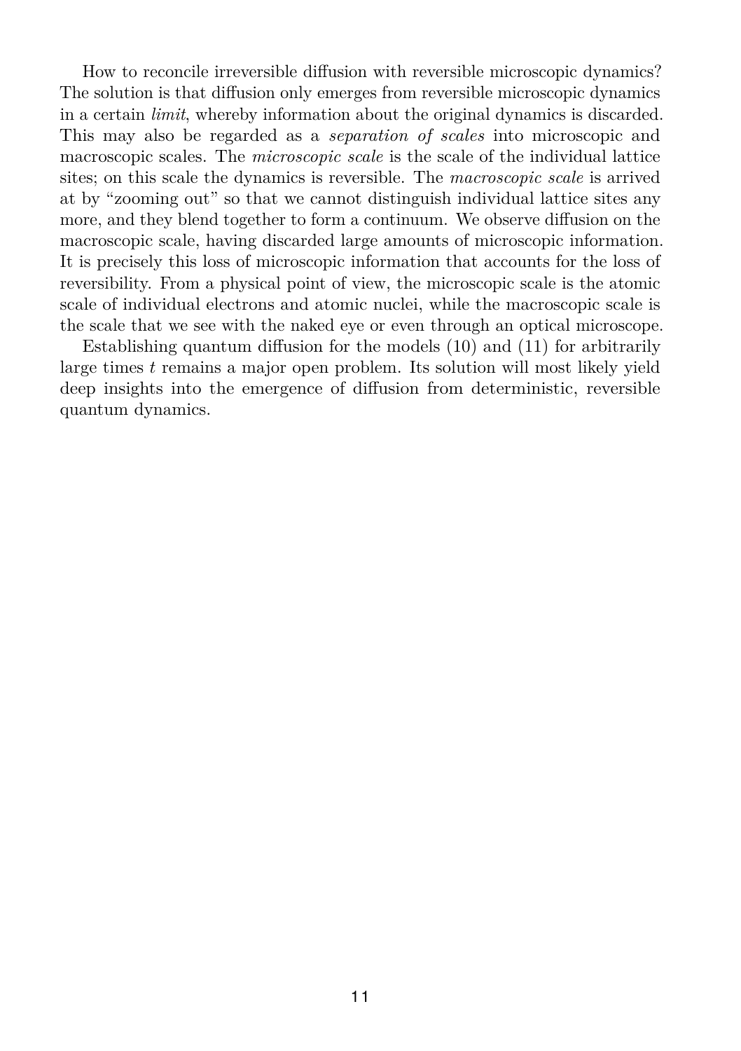How to reconcile irreversible diffusion with reversible microscopic dynamics? The solution is that diffusion only emerges from reversible microscopic dynamics in a certain *limit*, whereby information about the original dynamics is discarded. This may also be regarded as a *separation of scales* into microscopic and macroscopic scales. The *microscopic scale* is the scale of the individual lattice sites; on this scale the dynamics is reversible. The *macroscopic scale* is arrived at by "zooming out" so that we cannot distinguish individual lattice sites any more, and they blend together to form a continuum. We observe diffusion on the macroscopic scale, having discarded large amounts of microscopic information. It is precisely this loss of microscopic information that accounts for the loss of reversibility. From a physical point of view, the microscopic scale is the atomic scale of individual electrons and atomic nuclei, while the macroscopic scale is the scale that we see with the naked eye or even through an optical microscope.

Establishing quantum diffusion for the models (10) and (11) for arbitrarily large times $t$ remains a major open problem. Its solution will most likely yield deep insights into the emergence of diffusion from deterministic, reversible quantum dynamics.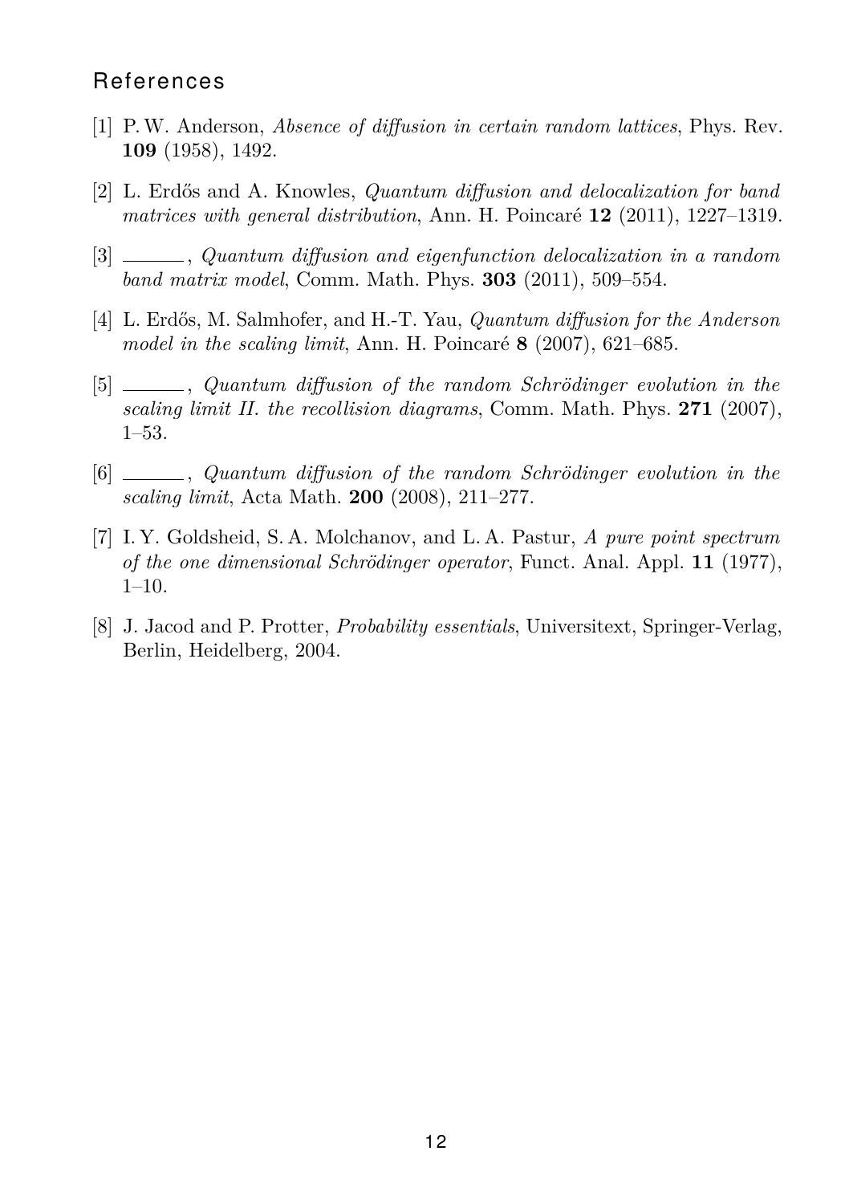# References

[1] P. W. Anderson, *Absence of diffusion in certain random lattices*, Phys. Rev. **109** (1958), 1492.

[2] L. Erdős and A. Knowles, *Quantum diffusion and delocalization for band matrices with general distribution*, Ann. H. Poincaré **12** (2011), 1227–1319.

[3] ———, *Quantum diffusion and eigenfunction delocalization in a random band matrix model*, Comm. Math. Phys. **303** (2011), 509–554.

[4] L. Erdős, M. Salmhofer, and H.-T. Yau, *Quantum diffusion for the Anderson model in the scaling limit*, Ann. H. Poincaré **8** (2007), 621–685.

[5] ———, *Quantum diffusion of the random Schrödinger evolution in the scaling limit II. the recollision diagrams*, Comm. Math. Phys. **271** (2007), 1–53.

[6] ———, *Quantum diffusion of the random Schrödinger evolution in the scaling limit*, Acta Math. **200** (2008), 211–277.

[7] I. Y. Goldsheid, S. A. Molchanov, and L. A. Pastur, *A pure point spectrum of the one dimensional Schrödinger operator*, Funct. Anal. Appl. **11** (1977), 1–10.

[8] J. Jacod and P. Protter, *Probability essentials*, Universitext, Springer-Verlag, Berlin, Heidelberg, 2004.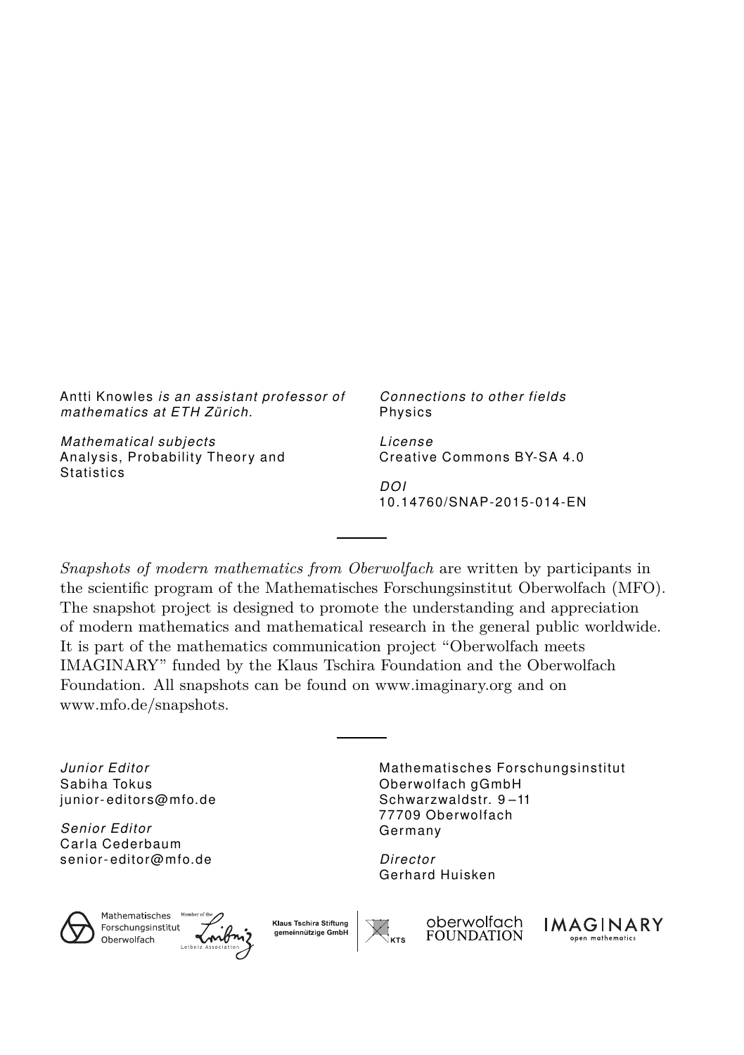Antti Knowles *is an assistant professor of mathematics at ETH Zürich.*

*Mathematical subjects*
Analysis, Probability Theory and Statistics

*Connections to other fields*
Physics

*License*
Creative Commons BY-SA 4.0

*DOI*
10.14760/SNAP-2015-014-EN

---

*Snapshots of modern mathematics from Oberwolfach* are written by participants in the scientific program of the Mathematisches Forschungsinstitut Oberwolfach (MFO). The snapshot project is designed to promote the understanding and appreciation of modern mathematics and mathematical research in the general public worldwide. It is part of the mathematics communication project "Oberwolfach meets IMAGINARY" funded by the Klaus Tschira Foundation and the Oberwolfach Foundation. All snapshots can be found on www.imaginary.org and on www.mfo.de/snapshots.

---

*Junior Editor*
Sabiha Tokus
junior-editors@mfo.de

*Senior Editor*
Carla Cederbaum
senior-editor@mfo.de

Mathematisches Forschungsinstitut
Oberwolfach gGmbH
Schwarzwaldstr. 9 – 11
77709 Oberwolfach
Germany

*Director*
Gerhard Huisken

Mathematisches Forschungsinstitut Oberwolfach
Member of the Leibniz Association
Klaus Tschira Stiftung gemeinnützige GmbH
KTS
oberwolfach FOUNDATION
IMAGINARY open mathematics